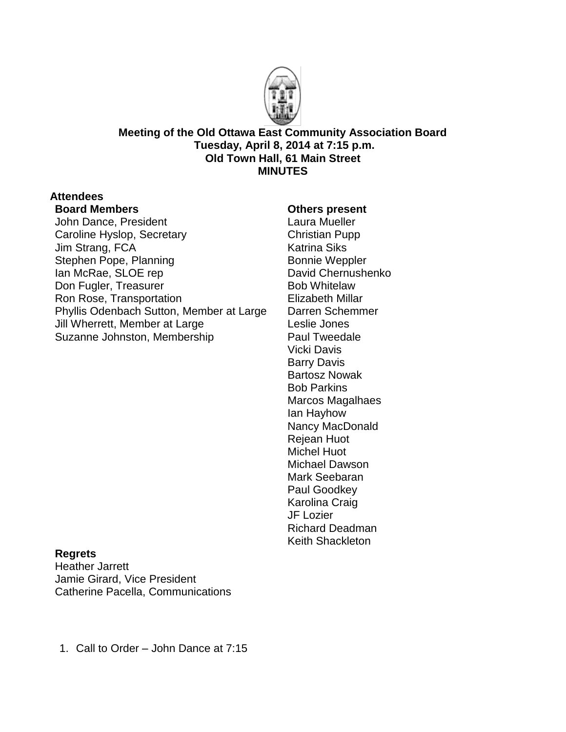**Meeting of the Old Ottawa East Community Association Board**
**Tuesday, April 8, 2014 at 7:15 p.m.**
**Old Town Hall, 61 Main Street**
**MINUTES**

**Attendees**

**Board Members**

John Dance, President
Caroline Hyslop, Secretary
Jim Strang, FCA
Stephen Pope, Planning
Ian McRae, SLOE rep
Don Fugler, Treasurer
Ron Rose, Transportation
Phyllis Odenbach Sutton, Member at Large
Jill Wherrett, Member at Large
Suzanne Johnston, Membership

**Others present**

Laura Mueller
Christian Pupp
Katrina Siks
Bonnie Weppler
David Chernushenko
Bob Whitelaw
Elizabeth Millar
Darren Schemmer
Leslie Jones
Paul Tweedale
Vicki Davis
Barry Davis
Bartosz Nowak
Bob Parkins
Marcos Magalhaes
Ian Hayhow
Nancy MacDonald
Rejean Huot
Michel Huot
Michael Dawson
Mark Seebaran
Paul Goodkey
Karolina Craig
JF Lozier
Richard Deadman
Keith Shackleton

**Regrets**

Heather Jarrett
Jamie Girard, Vice President
Catherine Pacella, Communications

1. Call to Order – John Dance at 7:15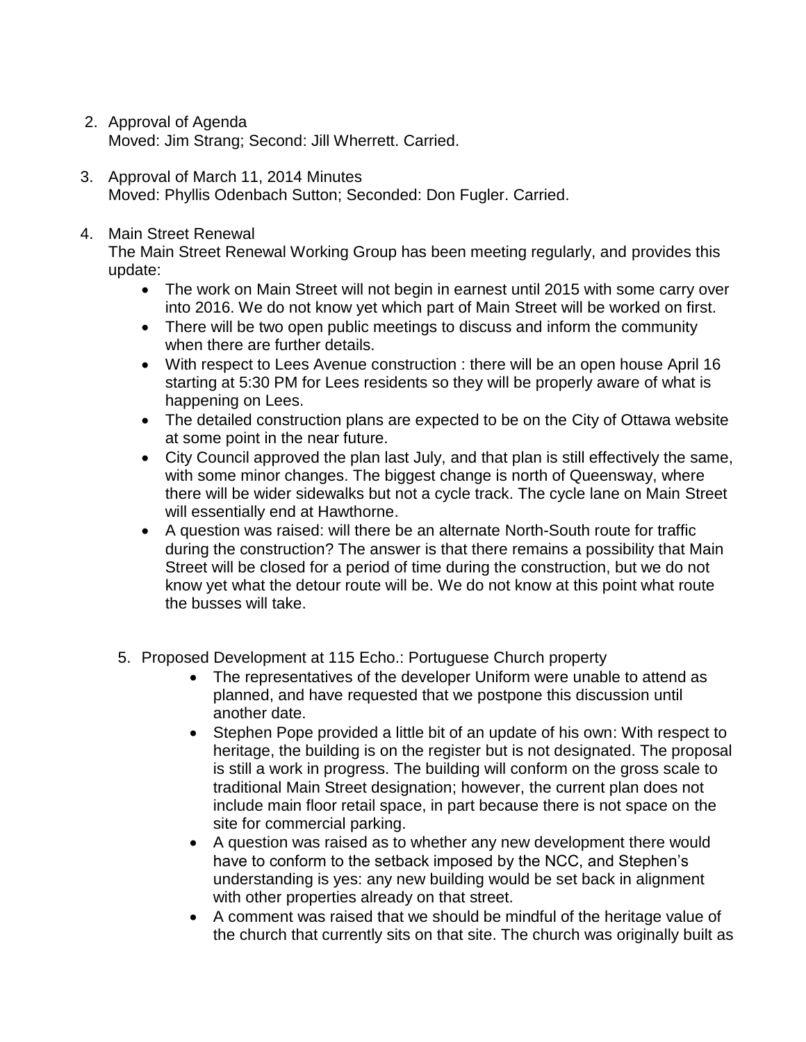2. Approval of Agenda
   Moved: Jim Strang; Second: Jill Wherrett. Carried.

3. Approval of March 11, 2014 Minutes
   Moved: Phyllis Odenbach Sutton; Seconded: Don Fugler. Carried.

4. Main Street Renewal
   The Main Street Renewal Working Group has been meeting regularly, and provides this update:
   - The work on Main Street will not begin in earnest until 2015 with some carry over into 2016. We do not know yet which part of Main Street will be worked on first.
   - There will be two open public meetings to discuss and inform the community when there are further details.
   - With respect to Lees Avenue construction : there will be an open house April 16 starting at 5:30 PM for Lees residents so they will be properly aware of what is happening on Lees.
   - The detailed construction plans are expected to be on the City of Ottawa website at some point in the near future.
   - City Council approved the plan last July, and that plan is still effectively the same, with some minor changes. The biggest change is north of Queensway, where there will be wider sidewalks but not a cycle track. The cycle lane on Main Street will essentially end at Hawthorne.
   - A question was raised: will there be an alternate North-South route for traffic during the construction? The answer is that there remains a possibility that Main Street will be closed for a period of time during the construction, but we do not know yet what the detour route will be. We do not know at this point what route the busses will take.

5. Proposed Development at 115 Echo.: Portuguese Church property
   - The representatives of the developer Uniform were unable to attend as planned, and have requested that we postpone this discussion until another date.
   - Stephen Pope provided a little bit of an update of his own: With respect to heritage, the building is on the register but is not designated. The proposal is still a work in progress. The building will conform on the gross scale to traditional Main Street designation; however, the current plan does not include main floor retail space, in part because there is not space on the site for commercial parking.
   - A question was raised as to whether any new development there would have to conform to the setback imposed by the NCC, and Stephen's understanding is yes: any new building would be set back in alignment with other properties already on that street.
   - A comment was raised that we should be mindful of the heritage value of the church that currently sits on that site. The church was originally built as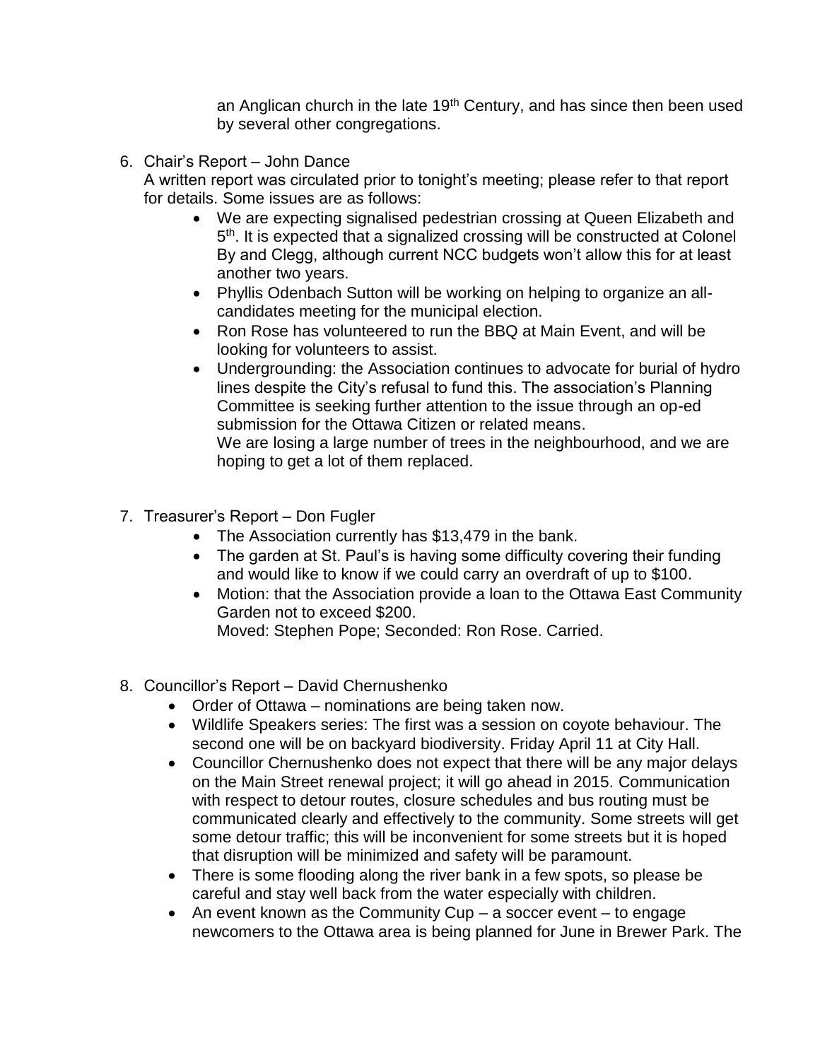an Anglican church in the late 19th Century, and has since then been used by several other congregations.

6. Chair's Report – John Dance
   A written report was circulated prior to tonight's meeting; please refer to that report for details. Some issues are as follows:
   - We are expecting signalised pedestrian crossing at Queen Elizabeth and 5th. It is expected that a signalized crossing will be constructed at Colonel By and Clegg, although current NCC budgets won't allow this for at least another two years.
   - Phyllis Odenbach Sutton will be working on helping to organize an all-candidates meeting for the municipal election.
   - Ron Rose has volunteered to run the BBQ at Main Event, and will be looking for volunteers to assist.
   - Undergrounding: the Association continues to advocate for burial of hydro lines despite the City's refusal to fund this. The association's Planning Committee is seeking further attention to the issue through an op-ed submission for the Ottawa Citizen or related means.
     We are losing a large number of trees in the neighbourhood, and we are hoping to get a lot of them replaced.

7. Treasurer's Report – Don Fugler
   - The Association currently has $13,479 in the bank.
   - The garden at St. Paul's is having some difficulty covering their funding and would like to know if we could carry an overdraft of up to $100.
   - Motion: that the Association provide a loan to the Ottawa East Community Garden not to exceed $200.
     Moved: Stephen Pope; Seconded: Ron Rose. Carried.

8. Councillor's Report – David Chernushenko
   - Order of Ottawa – nominations are being taken now.
   - Wildlife Speakers series: The first was a session on coyote behaviour. The second one will be on backyard biodiversity. Friday April 11 at City Hall.
   - Councillor Chernushenko does not expect that there will be any major delays on the Main Street renewal project; it will go ahead in 2015. Communication with respect to detour routes, closure schedules and bus routing must be communicated clearly and effectively to the community. Some streets will get some detour traffic; this will be inconvenient for some streets but it is hoped that disruption will be minimized and safety will be paramount.
   - There is some flooding along the river bank in a few spots, so please be careful and stay well back from the water especially with children.
   - An event known as the Community Cup – a soccer event – to engage newcomers to the Ottawa area is being planned for June in Brewer Park. The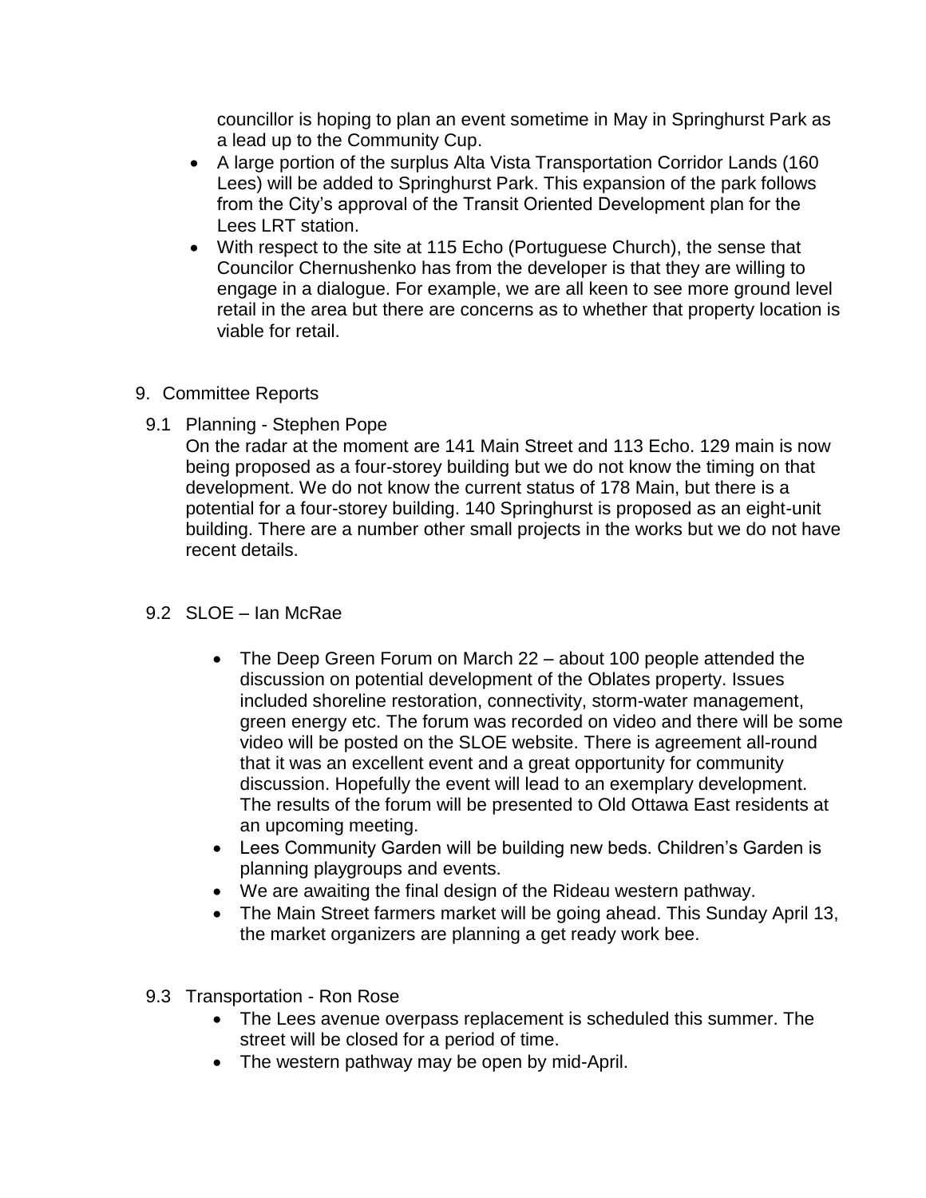councillor is hoping to plan an event sometime in May in Springhurst Park as a lead up to the Community Cup.

- A large portion of the surplus Alta Vista Transportation Corridor Lands (160 Lees) will be added to Springhurst Park. This expansion of the park follows from the City's approval of the Transit Oriented Development plan for the Lees LRT station.
- With respect to the site at 115 Echo (Portuguese Church), the sense that Councilor Chernushenko has from the developer is that they are willing to engage in a dialogue. For example, we are all keen to see more ground level retail in the area but there are concerns as to whether that property location is viable for retail.

9. Committee Reports

9.1 Planning - Stephen Pope

On the radar at the moment are 141 Main Street and 113 Echo. 129 main is now being proposed as a four-storey building but we do not know the timing on that development. We do not know the current status of 178 Main, but there is a potential for a four-storey building. 140 Springhurst is proposed as an eight-unit building. There are a number other small projects in the works but we do not have recent details.

9.2 SLOE – Ian McRae

- The Deep Green Forum on March 22 – about 100 people attended the discussion on potential development of the Oblates property. Issues included shoreline restoration, connectivity, storm-water management, green energy etc. The forum was recorded on video and there will be some video will be posted on the SLOE website. There is agreement all-round that it was an excellent event and a great opportunity for community discussion. Hopefully the event will lead to an exemplary development. The results of the forum will be presented to Old Ottawa East residents at an upcoming meeting.
- Lees Community Garden will be building new beds. Children's Garden is planning playgroups and events.
- We are awaiting the final design of the Rideau western pathway.
- The Main Street farmers market will be going ahead. This Sunday April 13, the market organizers are planning a get ready work bee.

9.3 Transportation - Ron Rose

- The Lees avenue overpass replacement is scheduled this summer. The street will be closed for a period of time.
- The western pathway may be open by mid-April.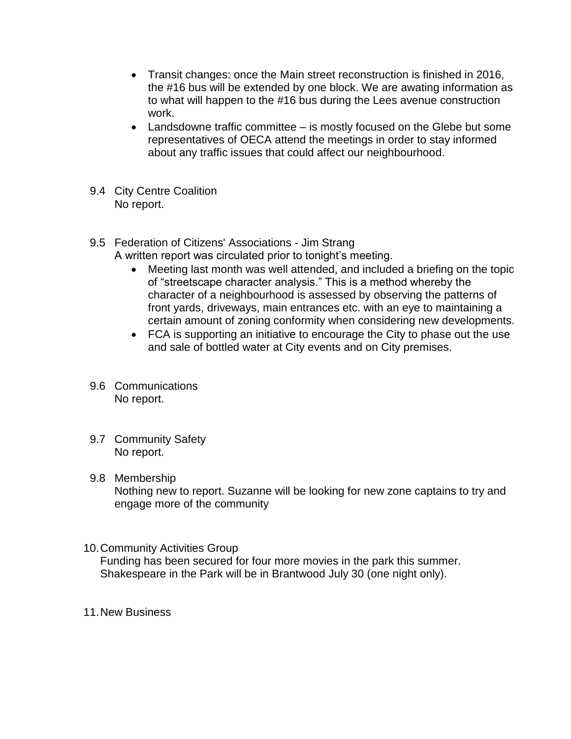- Transit changes: once the Main street reconstruction is finished in 2016, the #16 bus will be extended by one block. We are awating information as to what will happen to the #16 bus during the Lees avenue construction work.
- Landsdowne traffic committee – is mostly focused on the Glebe but some representatives of OECA attend the meetings in order to stay informed about any traffic issues that could affect our neighbourhood.

9.4 City Centre Coalition
No report.

9.5 Federation of Citizens' Associations - Jim Strang
A written report was circulated prior to tonight's meeting.

- Meeting last month was well attended, and included a briefing on the topic of "streetscape character analysis." This is a method whereby the character of a neighbourhood is assessed by observing the patterns of front yards, driveways, main entrances etc. with an eye to maintaining a certain amount of zoning conformity when considering new developments.
- FCA is supporting an initiative to encourage the City to phase out the use and sale of bottled water at City events and on City premises.

9.6 Communications
No report.

9.7 Community Safety
No report.

9.8 Membership
Nothing new to report. Suzanne will be looking for new zone captains to try and engage more of the community

10. Community Activities Group
Funding has been secured for four more movies in the park this summer. Shakespeare in the Park will be in Brantwood July 30 (one night only).

11. New Business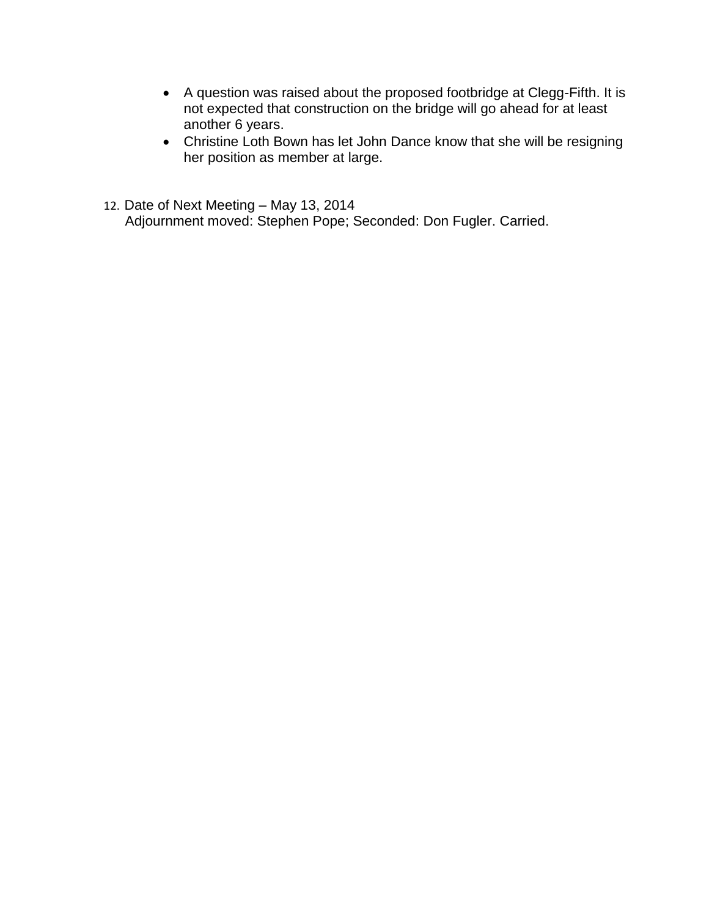- A question was raised about the proposed footbridge at Clegg-Fifth. It is not expected that construction on the bridge will go ahead for at least another 6 years.
- Christine Loth Bown has let John Dance know that she will be resigning her position as member at large.

12. Date of Next Meeting – May 13, 2014
    Adjournment moved: Stephen Pope; Seconded: Don Fugler. Carried.